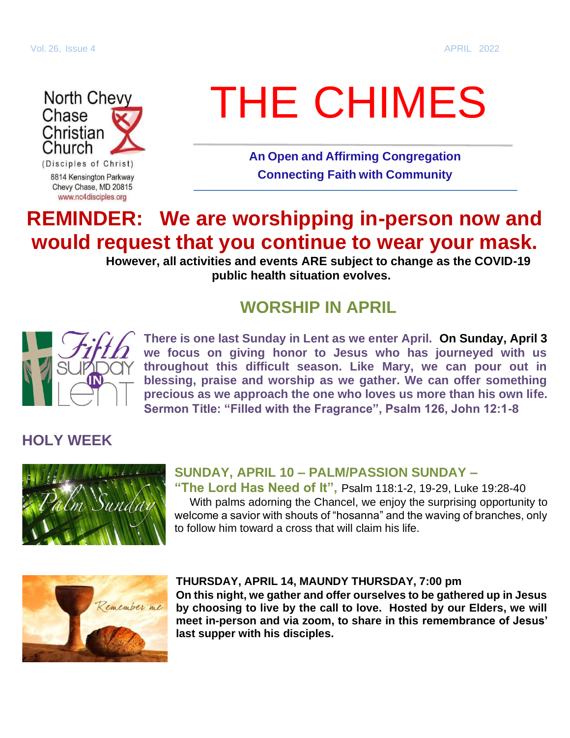North Chevy Chase Christian Church
(Disciples of Christ)
8814 Kensington Parkway
Chevy Chase, MD 20815
www.nc4disciples.org

# THE CHIMES

**An Open and Affirming Congregation**
**Connecting Faith with Community**

## REMINDER: We are worshipping in-person now and would request that you continue to wear your mask.

**However, all activities and events ARE subject to change as the COVID-19 public health situation evolves.**

## WORSHIP IN APRIL

**There is one last Sunday in Lent as we enter April. On Sunday, April 3 we focus on giving honor to Jesus who has journeyed with us throughout this difficult season. Like Mary, we can pour out in blessing, praise and worship as we gather. We can offer something precious as we approach the one who loves us more than his own life. Sermon Title: "Filled with the Fragrance", Psalm 126, John 12:1-8**

## HOLY WEEK

### SUNDAY, APRIL 10 – PALM/PASSION SUNDAY – "The Lord Has Need of It", Psalm 118:1-2, 19-29, Luke 19:28-40

With palms adorning the Chancel, we enjoy the surprising opportunity to welcome a savior with shouts of "hosanna" and the waving of branches, only to follow him toward a cross that will claim his life.

### THURSDAY, APRIL 14, MAUNDY THURSDAY, 7:00 pm

**On this night, we gather and offer ourselves to be gathered up in Jesus by choosing to live by the call to love. Hosted by our Elders, we will meet in-person and via zoom, to share in this remembrance of Jesus' last supper with his disciples.**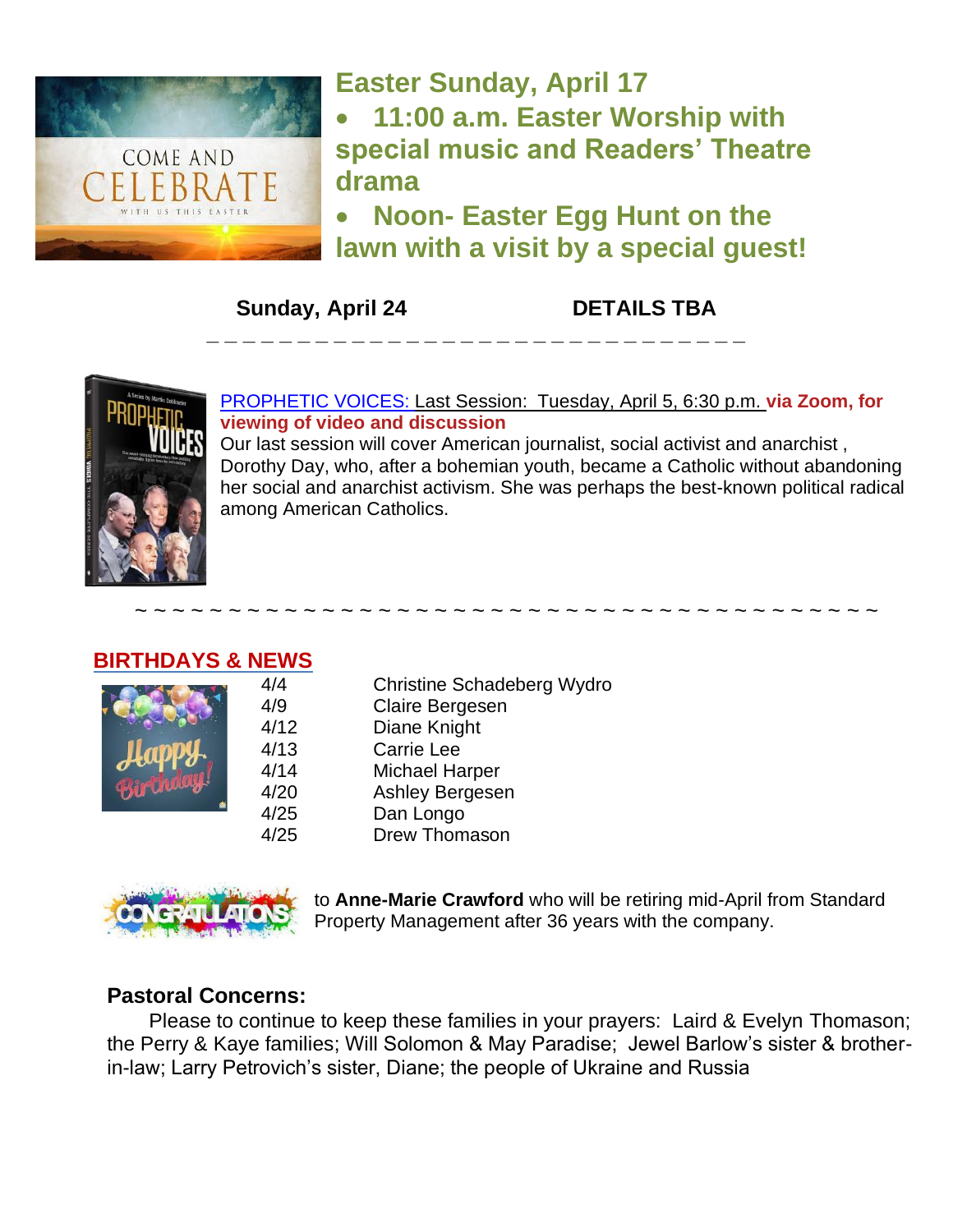## Easter Sunday, April 17

- **11:00 a.m. Easter Worship with special music and Readers' Theatre drama**
- **Noon- Easter Egg Hunt on the lawn with a visit by a special guest!**

**Sunday, April 24** **DETAILS TBA**

---

PROPHETIC VOICES: Last Session: Tuesday, April 5, 6:30 p.m. **via Zoom, for viewing of video and discussion**

Our last session will cover American journalist, social activist and anarchist , Dorothy Day, who, after a bohemian youth, became a Catholic without abandoning her social and anarchist activism. She was perhaps the best-known political radical among American Catholics.

~ ~ ~ ~ ~ ~ ~ ~ ~ ~ ~ ~ ~ ~ ~ ~ ~ ~ ~ ~ ~ ~ ~ ~ ~ ~ ~ ~ ~ ~ ~ ~ ~ ~ ~ ~ ~ ~ ~ ~

## BIRTHDAYS & NEWS

| | |
|---|---|
| 4/4 | Christine Schadeberg Wydro |
| 4/9 | Claire Bergesen |
| 4/12 | Diane Knight |
| 4/13 | Carrie Lee |
| 4/14 | Michael Harper |
| 4/20 | Ashley Bergesen |
| 4/25 | Dan Longo |
| 4/25 | Drew Thomason |

CONGRATULATIONS to **Anne-Marie Crawford** who will be retiring mid-April from Standard Property Management after 36 years with the company.

### Pastoral Concerns:

Please to continue to keep these families in your prayers: Laird & Evelyn Thomason; the Perry & Kaye families; Will Solomon & May Paradise; Jewel Barlow's sister & brother-in-law; Larry Petrovich's sister, Diane; the people of Ukraine and Russia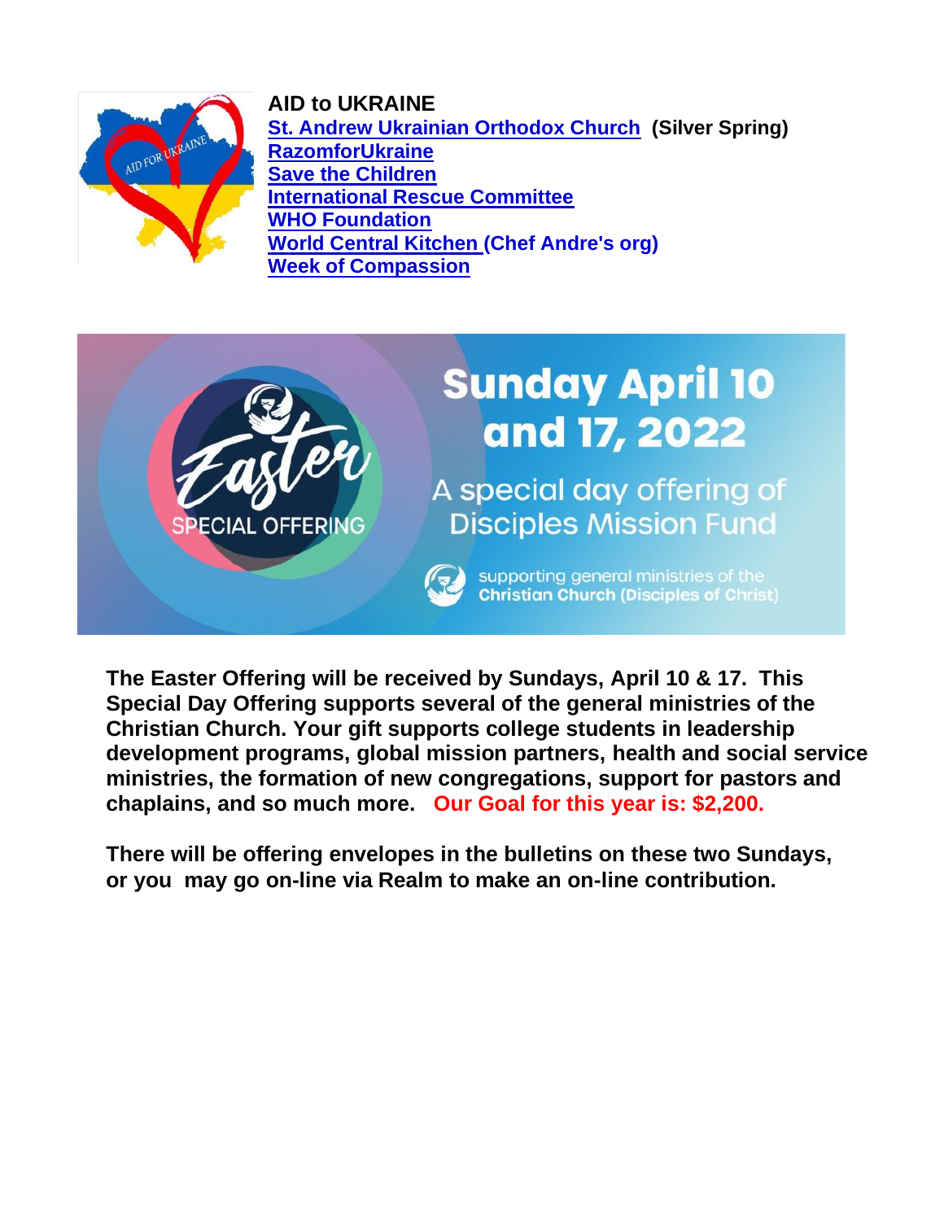**AID to UKRAINE**

**St. Andrew Ukrainian Orthodox Church** **(Silver Spring)**
**RazomforUkraine**
**Save the Children**
**International Rescue Committee**
**WHO Foundation**
**World Central Kitchen (Chef Andre's org)**
**Week of Compassion**

Easter SPECIAL OFFERING

Sunday April 10 and 17, 2022

A special day offering of Disciples Mission Fund

supporting general ministries of the **Christian Church (Disciples of Christ)**

**The Easter Offering will be received by Sundays, April 10 & 17. This Special Day Offering supports several of the general ministries of the Christian Church. Your gift supports college students in leadership development programs, global mission partners, health and social service ministries, the formation of new congregations, support for pastors and chaplains, and so much more. Our Goal for this year is: $2,200.**

**There will be offering envelopes in the bulletins on these two Sundays, or you may go on-line via Realm to make an on-line contribution.**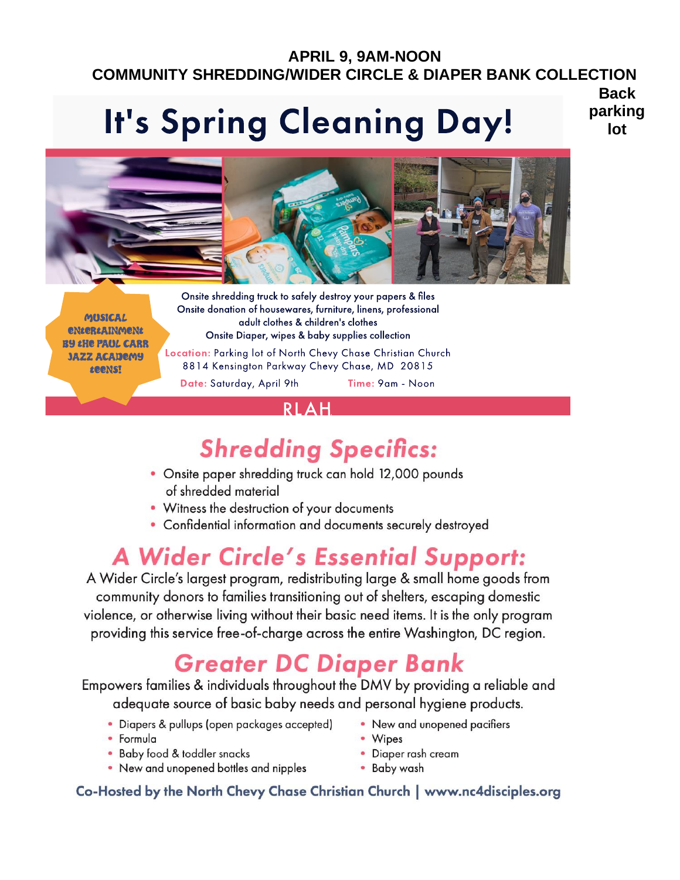**APRIL 9, 9AM-NOON**
**COMMUNITY SHREDDING/WIDER CIRCLE & DIAPER BANK COLLECTION**

**Back parking lot**

# It's Spring Cleaning Day!

**MUSICAL ENTERTAINMENT BY THE PAUL CARR JAZZ ACADEMY TEENS!**

Onsite shredding truck to safely destroy your papers & files
Onsite donation of housewares, furniture, linens, professional adult clothes & children's clothes
Onsite Diaper, wipes & baby supplies collection

Location: Parking lot of North Chevy Chase Christian Church
8814 Kensington Parkway Chevy Chase, MD 20815

Date: Saturday, April 9th Time: 9am - Noon

RLAH

## Shredding Specifics:

- Onsite paper shredding truck can hold 12,000 pounds of shredded material
- Witness the destruction of your documents
- Confidential information and documents securely destroyed

## A Wider Circle's Essential Support:

A Wider Circle's largest program, redistributing large & small home goods from community donors to families transitioning out of shelters, escaping domestic violence, or otherwise living without their basic need items. It is the only program providing this service free-of-charge across the entire Washington, DC region.

## Greater DC Diaper Bank

Empowers families & individuals throughout the DMV by providing a reliable and adequate source of basic baby needs and personal hygiene products.

- Diapers & pullups (open packages accepted)
- Formula
- Baby food & toddler snacks
- New and unopened bottles and nipples
- New and unopened pacifiers
- Wipes
- Diaper rash cream
- Baby wash

**Co-Hosted by the North Chevy Chase Christian Church | www.nc4disciples.org**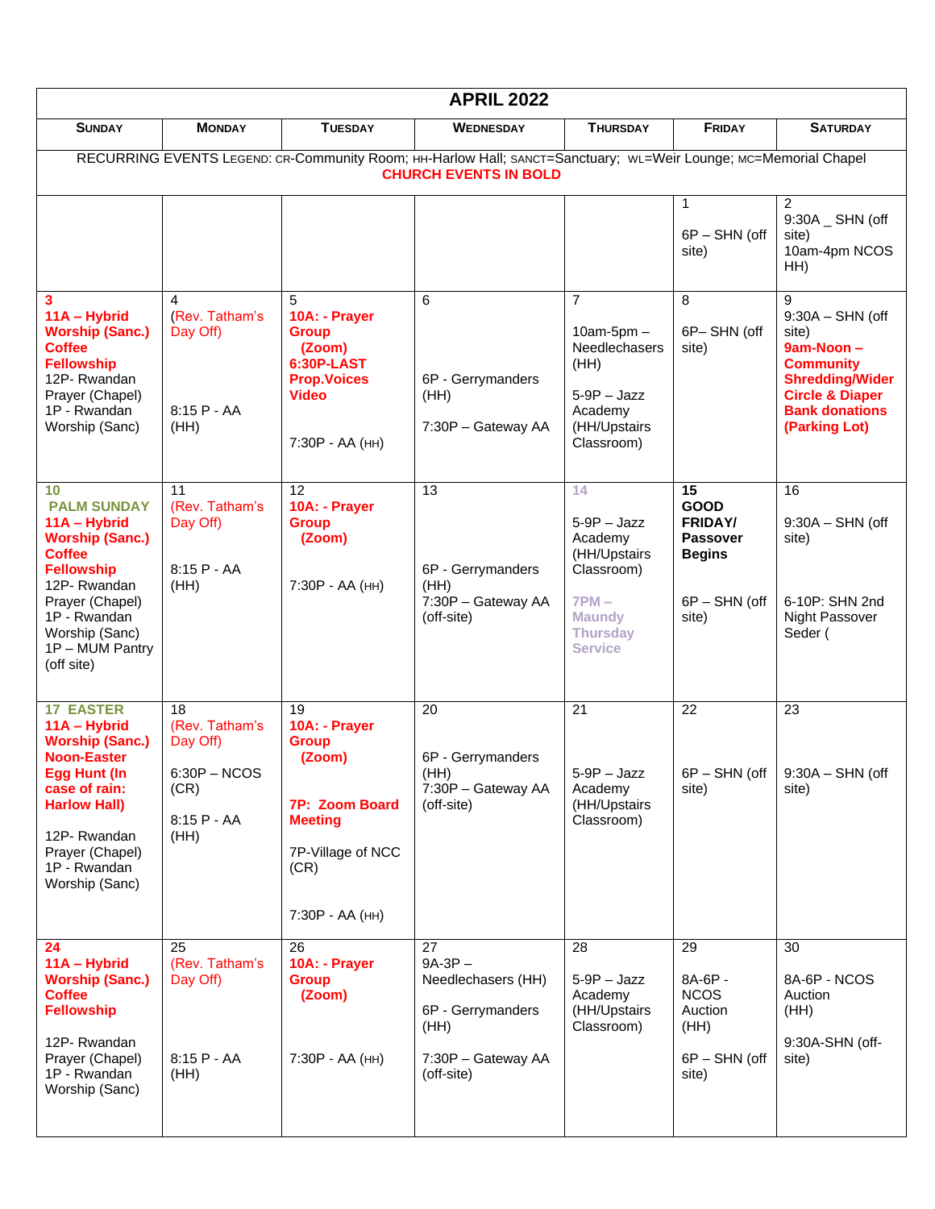# APRIL 2022

RECURRING EVENTS LEGEND: CR-Community Room; HH-Harlow Hall; SANCT=Sanctuary; WL=Weir Lounge; MC=Memorial Chapel
**CHURCH EVENTS IN BOLD**

| SUNDAY | MONDAY | TUESDAY | WEDNESDAY | THURSDAY | FRIDAY | SATURDAY |
|---|---|---|---|---|---|---|
| | | | | | 1<br>6P – SHN (off site) | 2<br>9:30A _ SHN (off site)<br>10am-4pm NCOS HH) |
| **3**<br>**11A – Hybrid Worship (Sanc.)**<br>**Coffee Fellowship**<br>12P- Rwandan Prayer (Chapel)<br>1P - Rwandan Worship (Sanc) | 4<br>(Rev. Tatham's Day Off)<br>8:15 P - AA (HH) | 5<br>**10A: - Prayer Group (Zoom)**<br>**6:30P-LAST Prop.Voices Video**<br>7:30P - AA (HH) | 6<br>6P - Gerrymanders (HH)<br>7:30P – Gateway AA | 7<br>10am-5pm – Needlechasers (HH)<br>5-9P – Jazz Academy (HH/Upstairs Classroom) | 8<br>6P– SHN (off site) | 9<br>9:30A – SHN (off site)<br>**9am-Noon – Community Shredding/Wider Circle & Diaper Bank donations (Parking Lot)** |
| **10**<br>**PALM SUNDAY**<br>**11A – Hybrid Worship (Sanc.)**<br>**Coffee Fellowship**<br>12P- Rwandan Prayer (Chapel)<br>1P - Rwandan Worship (Sanc)<br>1P – MUM Pantry (off site) | 11<br>(Rev. Tatham's Day Off)<br>8:15 P - AA (HH) | 12<br>**10A: - Prayer Group (Zoom)**<br>7:30P - AA (HH) | 13<br>6P - Gerrymanders (HH)<br>7:30P – Gateway AA (off-site) | **14**<br>5-9P – Jazz Academy (HH/Upstairs Classroom)<br>**7PM – Maundy Thursday Service** | **15**<br>**GOOD FRIDAY/ Passover Begins**<br>6P – SHN (off site) | 16<br>9:30A – SHN (off site)<br>6-10P: SHN 2nd Night Passover Seder ( |
| **17 EASTER**<br>**11A – Hybrid Worship (Sanc.)**<br>**Noon-Easter Egg Hunt (In case of rain: Harlow Hall)**<br>12P- Rwandan Prayer (Chapel)<br>1P - Rwandan Worship (Sanc) | 18<br>(Rev. Tatham's Day Off)<br>6:30P – NCOS (CR)<br>8:15 P - AA (HH) | 19<br>**10A: - Prayer Group (Zoom)**<br>**7P: Zoom Board Meeting**<br>7P-Village of NCC (CR)<br>7:30P - AA (HH) | 20<br>6P - Gerrymanders (HH)<br>7:30P – Gateway AA (off-site) | 21<br>5-9P – Jazz Academy (HH/Upstairs Classroom) | 22<br>6P – SHN (off site) | 23<br>9:30A – SHN (off site) |
| **24**<br>**11A – Hybrid Worship (Sanc.)**<br>**Coffee Fellowship**<br>12P- Rwandan Prayer (Chapel)<br>1P - Rwandan Worship (Sanc) | 25<br>(Rev. Tatham's Day Off)<br>8:15 P - AA (HH) | 26<br>**10A: - Prayer Group (Zoom)**<br>7:30P - AA (HH) | 27<br>9A-3P – Needlechasers (HH)<br>6P - Gerrymanders (HH)<br>7:30P – Gateway AA (off-site) | 28<br>5-9P – Jazz Academy (HH/Upstairs Classroom) | 29<br>8A-6P - NCOS Auction (HH)<br>6P – SHN (off site) | 30<br>8A-6P - NCOS Auction (HH)<br>9:30A-SHN (off-site) |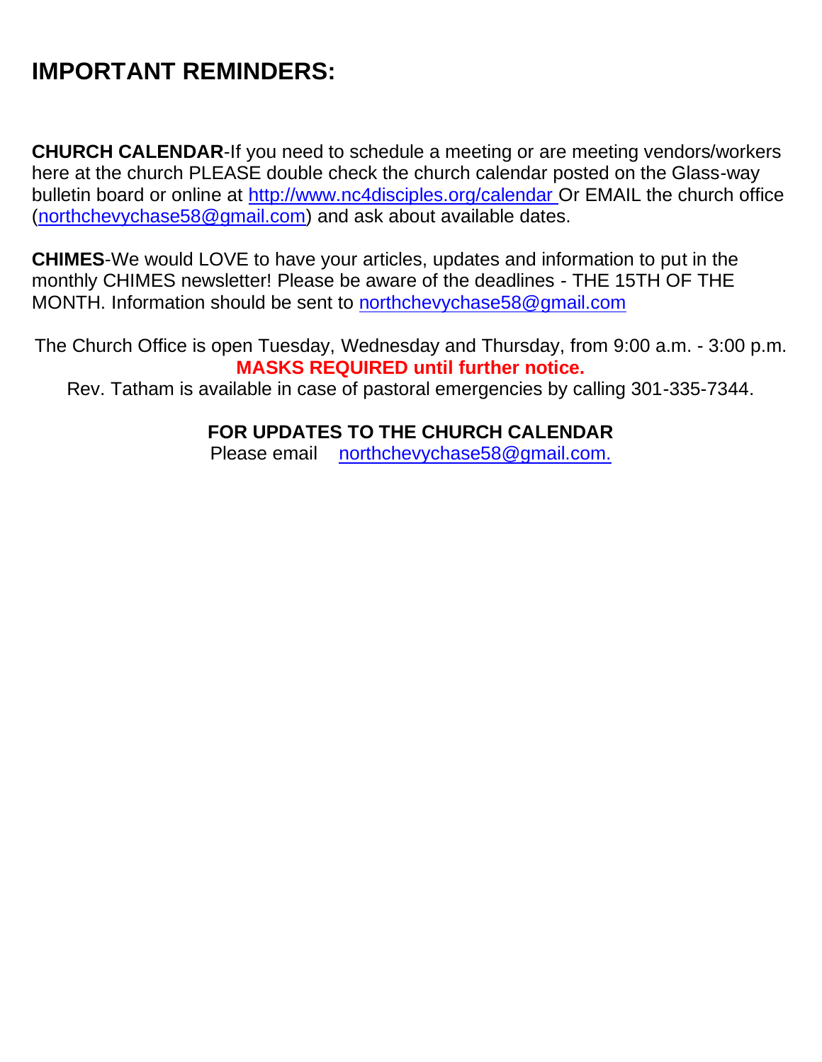# IMPORTANT REMINDERS:

**CHURCH CALENDAR**-If you need to schedule a meeting or are meeting vendors/workers here at the church PLEASE double check the church calendar posted on the Glass-way bulletin board or online at http://www.nc4disciples.org/calendar Or EMAIL the church office (northchevychase58@gmail.com) and ask about available dates.

**CHIMES**-We would LOVE to have your articles, updates and information to put in the monthly CHIMES newsletter! Please be aware of the deadlines - THE 15TH OF THE MONTH. Information should be sent to northchevychase58@gmail.com

The Church Office is open Tuesday, Wednesday and Thursday, from 9:00 a.m. - 3:00 p.m.

**MASKS REQUIRED until further notice.**

Rev. Tatham is available in case of pastoral emergencies by calling 301-335-7344.

**FOR UPDATES TO THE CHURCH CALENDAR**

Please email northchevychase58@gmail.com.